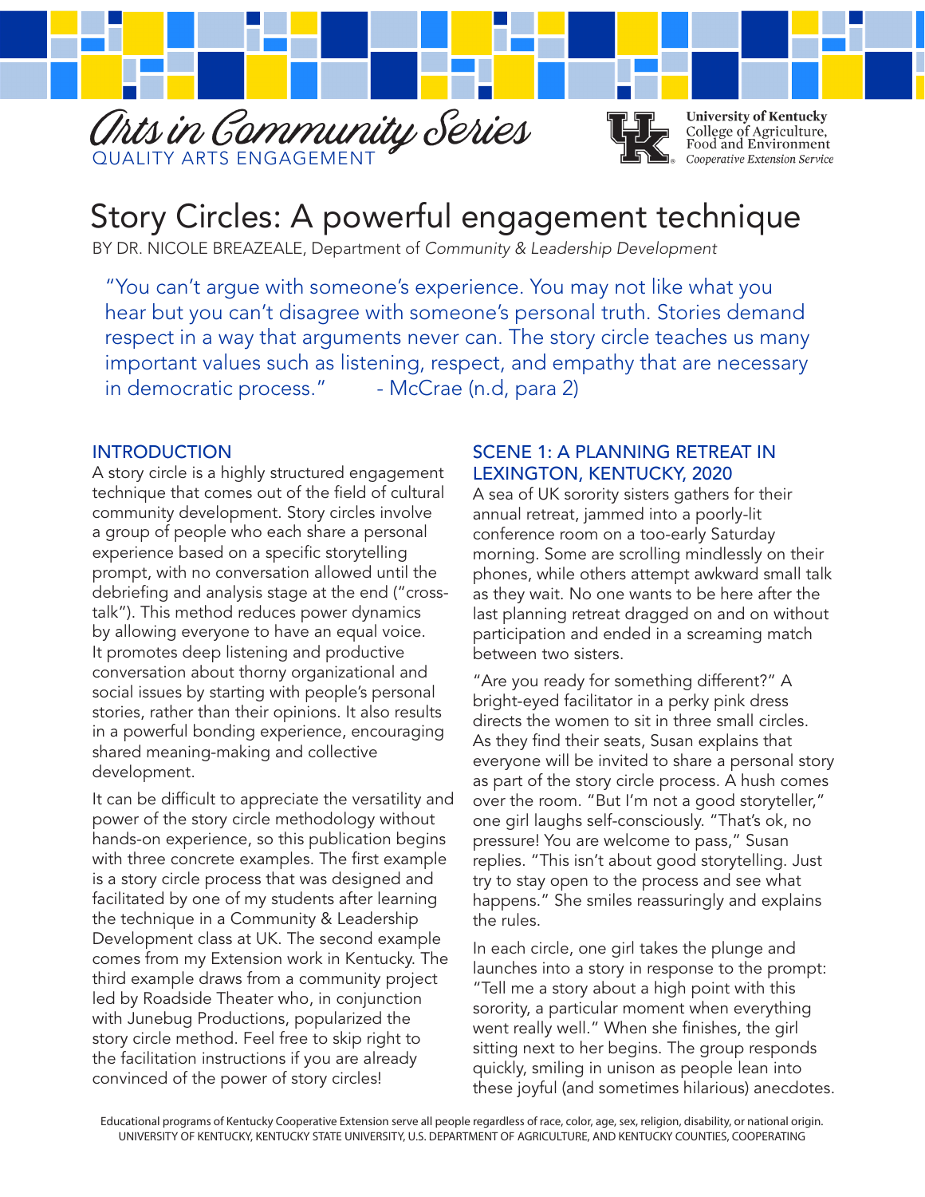Arts in Community Series

QUALITY ARTS ENGAGEMENT

University of Kentucky
College of Agriculture, Food and Environment
*Cooperative Extension Service*

# Story Circles: A powerful engagement technique

BY DR. NICOLE BREAZEALE, Department of *Community & Leadership Development*

> "You can't argue with someone's experience. You may not like what you hear but you can't disagree with someone's personal truth. Stories demand respect in a way that arguments never can. The story circle teaches us many important values such as listening, respect, and empathy that are necessary in democratic process." - McCrae (n.d, para 2)

## INTRODUCTION

A story circle is a highly structured engagement technique that comes out of the field of cultural community development. Story circles involve a group of people who each share a personal experience based on a specific storytelling prompt, with no conversation allowed until the debriefing and analysis stage at the end ("cross-talk"). This method reduces power dynamics by allowing everyone to have an equal voice. It promotes deep listening and productive conversation about thorny organizational and social issues by starting with people's personal stories, rather than their opinions. It also results in a powerful bonding experience, encouraging shared meaning-making and collective development.

It can be difficult to appreciate the versatility and power of the story circle methodology without hands-on experience, so this publication begins with three concrete examples. The first example is a story circle process that was designed and facilitated by one of my students after learning the technique in a Community & Leadership Development class at UK. The second example comes from my Extension work in Kentucky. The third example draws from a community project led by Roadside Theater who, in conjunction with Junebug Productions, popularized the story circle method. Feel free to skip right to the facilitation instructions if you are already convinced of the power of story circles!

## SCENE 1: A PLANNING RETREAT IN LEXINGTON, KENTUCKY, 2020

A sea of UK sorority sisters gathers for their annual retreat, jammed into a poorly-lit conference room on a too-early Saturday morning. Some are scrolling mindlessly on their phones, while others attempt awkward small talk as they wait. No one wants to be here after the last planning retreat dragged on and on without participation and ended in a screaming match between two sisters.

"Are you ready for something different?" A bright-eyed facilitator in a perky pink dress directs the women to sit in three small circles. As they find their seats, Susan explains that everyone will be invited to share a personal story as part of the story circle process. A hush comes over the room. "But I'm not a good storyteller," one girl laughs self-consciously. "That's ok, no pressure! You are welcome to pass," Susan replies. "This isn't about good storytelling. Just try to stay open to the process and see what happens." She smiles reassuringly and explains the rules.

In each circle, one girl takes the plunge and launches into a story in response to the prompt: "Tell me a story about a high point with this sorority, a particular moment when everything went really well." When she finishes, the girl sitting next to her begins. The group responds quickly, smiling in unison as people lean into these joyful (and sometimes hilarious) anecdotes.

Educational programs of Kentucky Cooperative Extension serve all people regardless of race, color, age, sex, religion, disability, or national origin.
UNIVERSITY OF KENTUCKY, KENTUCKY STATE UNIVERSITY, U.S. DEPARTMENT OF AGRICULTURE, AND KENTUCKY COUNTIES, COOPERATING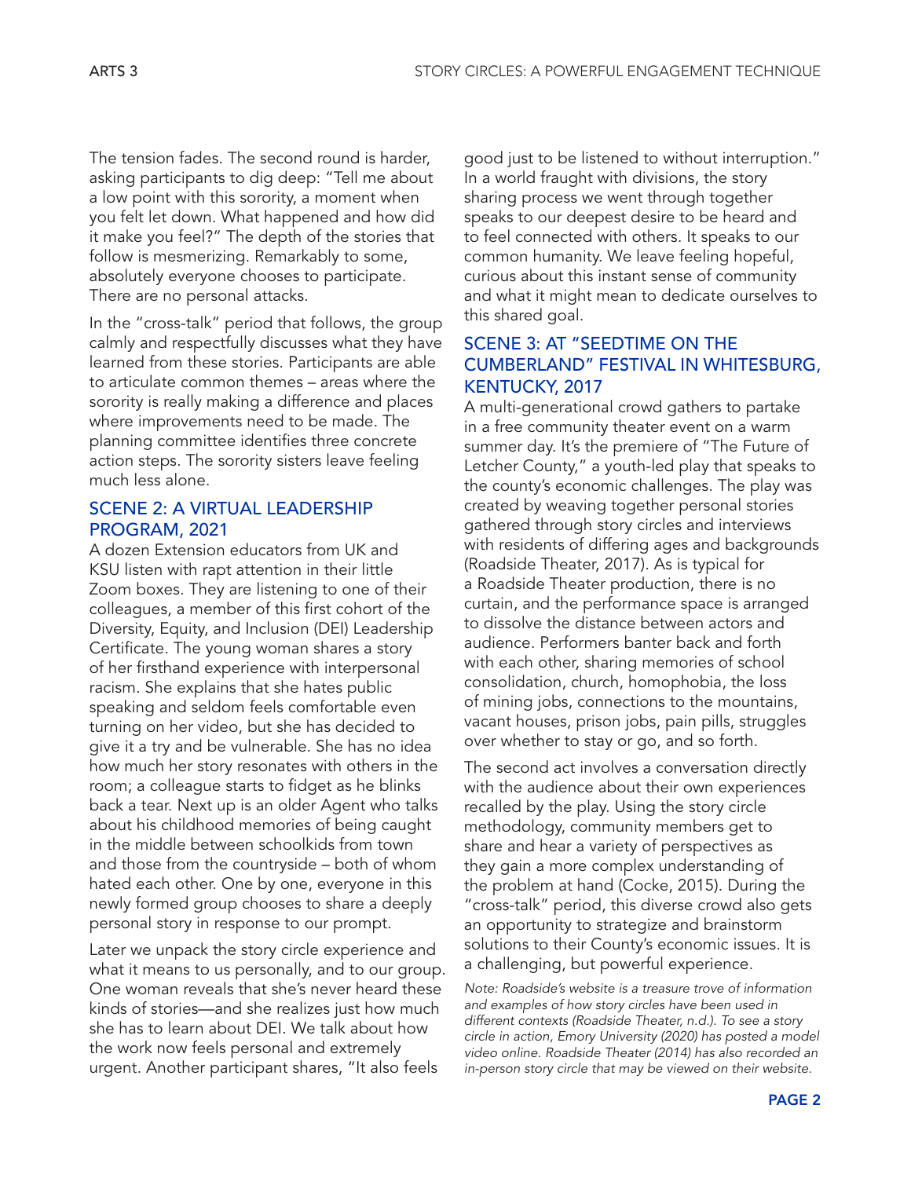The tension fades. The second round is harder, asking participants to dig deep: "Tell me about a low point with this sorority, a moment when you felt let down. What happened and how did it make you feel?" The depth of the stories that follow is mesmerizing. Remarkably to some, absolutely everyone chooses to participate. There are no personal attacks.

In the "cross-talk" period that follows, the group calmly and respectfully discusses what they have learned from these stories. Participants are able to articulate common themes – areas where the sorority is really making a difference and places where improvements need to be made. The planning committee identifies three concrete action steps. The sorority sisters leave feeling much less alone.

## SCENE 2: A VIRTUAL LEADERSHIP PROGRAM, 2021

A dozen Extension educators from UK and KSU listen with rapt attention in their little Zoom boxes. They are listening to one of their colleagues, a member of this first cohort of the Diversity, Equity, and Inclusion (DEI) Leadership Certificate. The young woman shares a story of her firsthand experience with interpersonal racism. She explains that she hates public speaking and seldom feels comfortable even turning on her video, but she has decided to give it a try and be vulnerable. She has no idea how much her story resonates with others in the room; a colleague starts to fidget as he blinks back a tear. Next up is an older Agent who talks about his childhood memories of being caught in the middle between schoolkids from town and those from the countryside – both of whom hated each other. One by one, everyone in this newly formed group chooses to share a deeply personal story in response to our prompt.

Later we unpack the story circle experience and what it means to us personally, and to our group. One woman reveals that she's never heard these kinds of stories—and she realizes just how much she has to learn about DEI. We talk about how the work now feels personal and extremely urgent. Another participant shares, "It also feels good just to be listened to without interruption." In a world fraught with divisions, the story sharing process we went through together speaks to our deepest desire to be heard and to feel connected with others. It speaks to our common humanity. We leave feeling hopeful, curious about this instant sense of community and what it might mean to dedicate ourselves to this shared goal.

## SCENE 3: AT "SEEDTIME ON THE CUMBERLAND" FESTIVAL IN WHITESBURG, KENTUCKY, 2017

A multi-generational crowd gathers to partake in a free community theater event on a warm summer day. It's the premiere of "The Future of Letcher County," a youth-led play that speaks to the county's economic challenges. The play was created by weaving together personal stories gathered through story circles and interviews with residents of differing ages and backgrounds (Roadside Theater, 2017). As is typical for a Roadside Theater production, there is no curtain, and the performance space is arranged to dissolve the distance between actors and audience. Performers banter back and forth with each other, sharing memories of school consolidation, church, homophobia, the loss of mining jobs, connections to the mountains, vacant houses, prison jobs, pain pills, struggles over whether to stay or go, and so forth.

The second act involves a conversation directly with the audience about their own experiences recalled by the play. Using the story circle methodology, community members get to share and hear a variety of perspectives as they gain a more complex understanding of the problem at hand (Cocke, 2015). During the "cross-talk" period, this diverse crowd also gets an opportunity to strategize and brainstorm solutions to their County's economic issues. It is a challenging, but powerful experience.

*Note: Roadside's website is a treasure trove of information and examples of how story circles have been used in different contexts (Roadside Theater, n.d.). To see a story circle in action, Emory University (2020) has posted a model video online. Roadside Theater (2014) has also recorded an in-person story circle that may be viewed on their website.*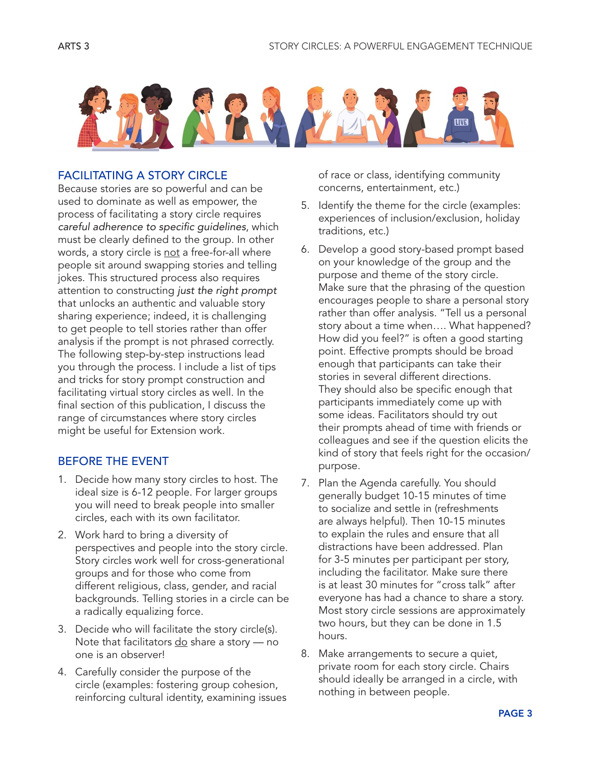## FACILITATING A STORY CIRCLE

Because stories are so powerful and can be used to dominate as well as empower, the process of facilitating a story circle requires *careful adherence to specific guidelines*, which must be clearly defined to the group. In other words, a story circle is not a free-for-all where people sit around swapping stories and telling jokes. This structured process also requires attention to constructing *just the right prompt* that unlocks an authentic and valuable story sharing experience; indeed, it is challenging to get people to tell stories rather than offer analysis if the prompt is not phrased correctly. The following step-by-step instructions lead you through the process. I include a list of tips and tricks for story prompt construction and facilitating virtual story circles as well. In the final section of this publication, I discuss the range of circumstances where story circles might be useful for Extension work.

## BEFORE THE EVENT

1. Decide how many story circles to host. The ideal size is 6-12 people. For larger groups you will need to break people into smaller circles, each with its own facilitator.
2. Work hard to bring a diversity of perspectives and people into the story circle. Story circles work well for cross-generational groups and for those who come from different religious, class, gender, and racial backgrounds. Telling stories in a circle can be a radically equalizing force.
3. Decide who will facilitate the story circle(s). Note that facilitators do share a story — no one is an observer!
4. Carefully consider the purpose of the circle (examples: fostering group cohesion, reinforcing cultural identity, examining issues of race or class, identifying community concerns, entertainment, etc.)
5. Identify the theme for the circle (examples: experiences of inclusion/exclusion, holiday traditions, etc.)
6. Develop a good story-based prompt based on your knowledge of the group and the purpose and theme of the story circle. Make sure that the phrasing of the question encourages people to share a personal story rather than offer analysis. "Tell us a personal story about a time when…. What happened? How did you feel?" is often a good starting point. Effective prompts should be broad enough that participants can take their stories in several different directions. They should also be specific enough that participants immediately come up with some ideas. Facilitators should try out their prompts ahead of time with friends or colleagues and see if the question elicits the kind of story that feels right for the occasion/purpose.
7. Plan the Agenda carefully. You should generally budget 10-15 minutes of time to socialize and settle in (refreshments are always helpful). Then 10-15 minutes to explain the rules and ensure that all distractions have been addressed. Plan for 3-5 minutes per participant per story, including the facilitator. Make sure there is at least 30 minutes for "cross talk" after everyone has had a chance to share a story. Most story circle sessions are approximately two hours, but they can be done in 1.5 hours.
8. Make arrangements to secure a quiet, private room for each story circle. Chairs should ideally be arranged in a circle, with nothing in between people.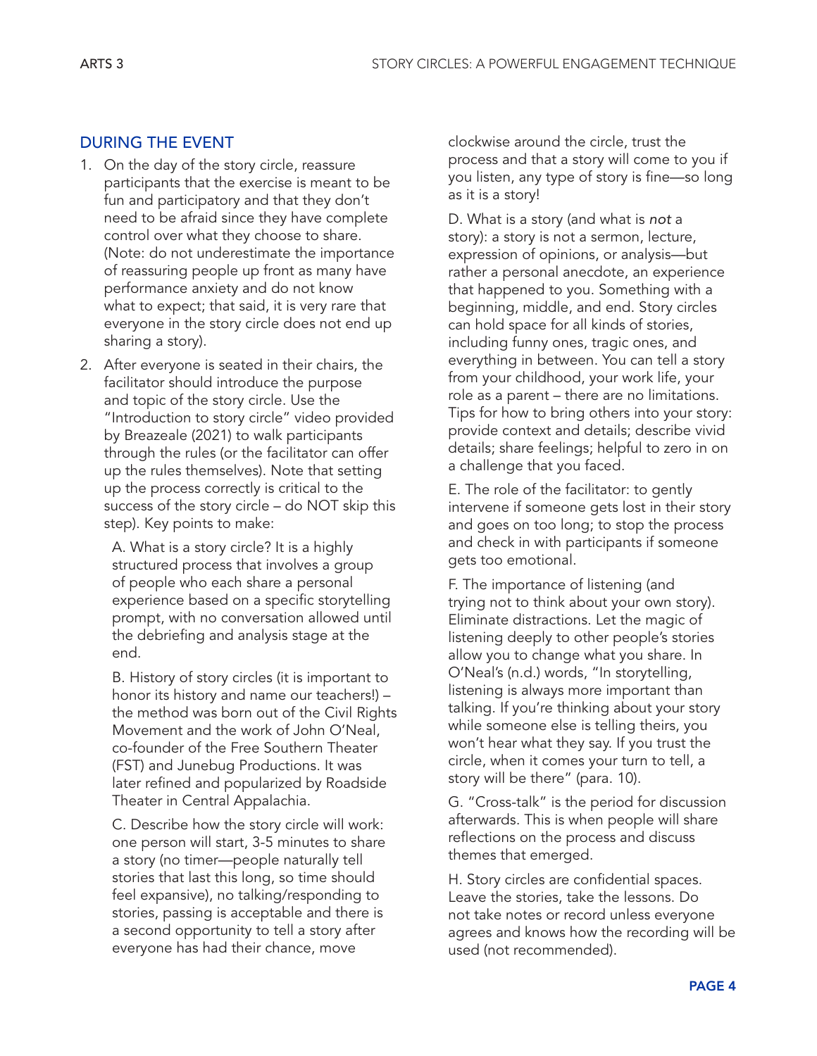## DURING THE EVENT

1. On the day of the story circle, reassure participants that the exercise is meant to be fun and participatory and that they don't need to be afraid since they have complete control over what they choose to share. (Note: do not underestimate the importance of reassuring people up front as many have performance anxiety and do not know what to expect; that said, it is very rare that everyone in the story circle does not end up sharing a story).

2. After everyone is seated in their chairs, the facilitator should introduce the purpose and topic of the story circle. Use the "Introduction to story circle" video provided by Breazeale (2021) to walk participants through the rules (or the facilitator can offer up the rules themselves). Note that setting up the process correctly is critical to the success of the story circle – do NOT skip this step). Key points to make:

   A. What is a story circle? It is a highly structured process that involves a group of people who each share a personal experience based on a specific storytelling prompt, with no conversation allowed until the debriefing and analysis stage at the end.

   B. History of story circles (it is important to honor its history and name our teachers!) – the method was born out of the Civil Rights Movement and the work of John O'Neal, co-founder of the Free Southern Theater (FST) and Junebug Productions. It was later refined and popularized by Roadside Theater in Central Appalachia.

   C. Describe how the story circle will work: one person will start, 3-5 minutes to share a story (no timer—people naturally tell stories that last this long, so time should feel expansive), no talking/responding to stories, passing is acceptable and there is a second opportunity to tell a story after everyone has had their chance, move clockwise around the circle, trust the process and that a story will come to you if you listen, any type of story is fine—so long as it is a story!

   D. What is a story (and what is *not* a story): a story is not a sermon, lecture, expression of opinions, or analysis—but rather a personal anecdote, an experience that happened to you. Something with a beginning, middle, and end. Story circles can hold space for all kinds of stories, including funny ones, tragic ones, and everything in between. You can tell a story from your childhood, your work life, your role as a parent – there are no limitations. Tips for how to bring others into your story: provide context and details; describe vivid details; share feelings; helpful to zero in on a challenge that you faced.

   E. The role of the facilitator: to gently intervene if someone gets lost in their story and goes on too long; to stop the process and check in with participants if someone gets too emotional.

   F. The importance of listening (and trying not to think about your own story). Eliminate distractions. Let the magic of listening deeply to other people's stories allow you to change what you share. In O'Neal's (n.d.) words, "In storytelling, listening is always more important than talking. If you're thinking about your story while someone else is telling theirs, you won't hear what they say. If you trust the circle, when it comes your turn to tell, a story will be there" (para. 10).

   G. "Cross-talk" is the period for discussion afterwards. This is when people will share reflections on the process and discuss themes that emerged.

   H. Story circles are confidential spaces. Leave the stories, take the lessons. Do not take notes or record unless everyone agrees and knows how the recording will be used (not recommended).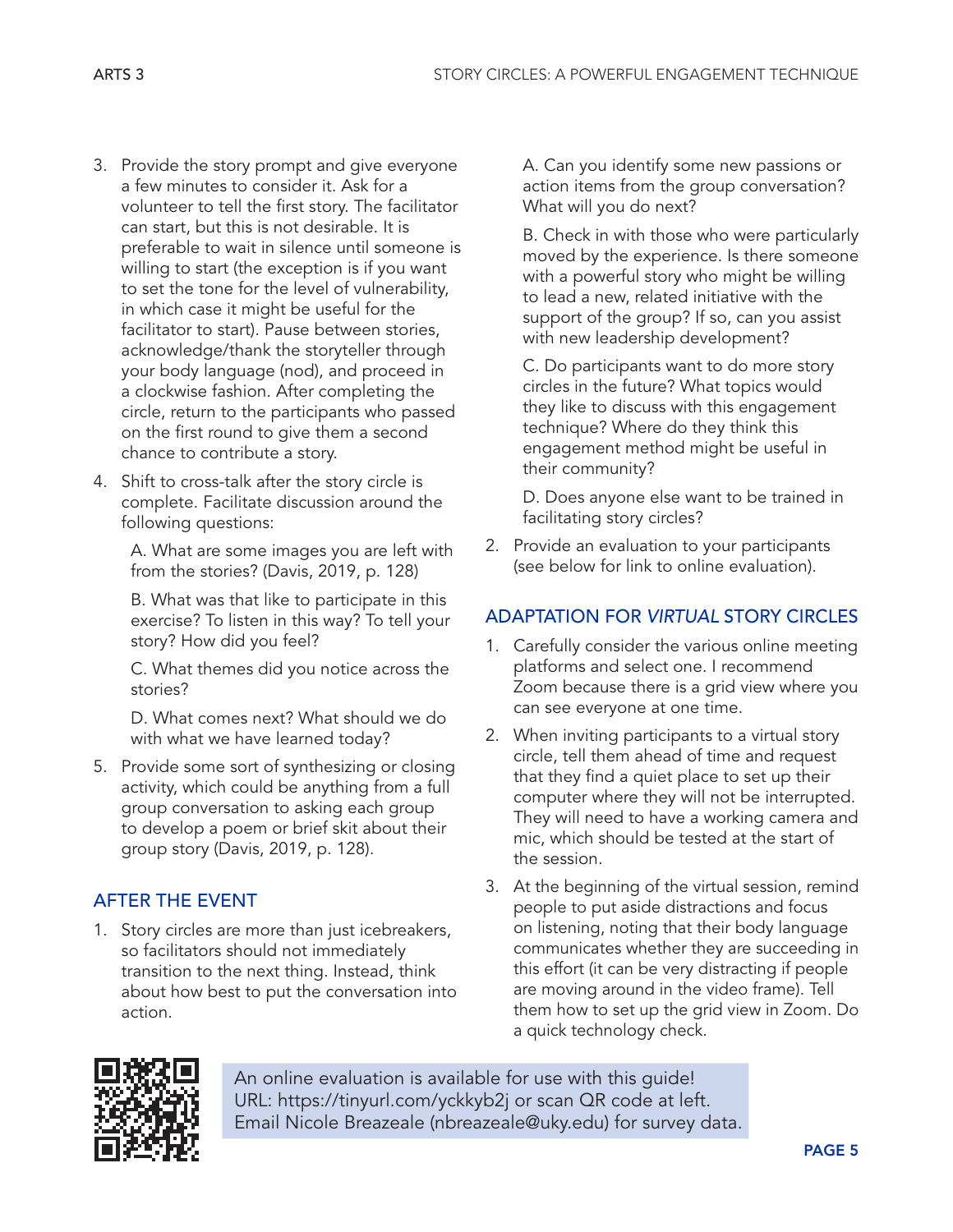3. Provide the story prompt and give everyone a few minutes to consider it. Ask for a volunteer to tell the first story. The facilitator can start, but this is not desirable. It is preferable to wait in silence until someone is willing to start (the exception is if you want to set the tone for the level of vulnerability, in which case it might be useful for the facilitator to start). Pause between stories, acknowledge/thank the storyteller through your body language (nod), and proceed in a clockwise fashion. After completing the circle, return to the participants who passed on the first round to give them a second chance to contribute a story.

4. Shift to cross-talk after the story circle is complete. Facilitate discussion around the following questions:

   A. What are some images you are left with from the stories? (Davis, 2019, p. 128)

   B. What was that like to participate in this exercise? To listen in this way? To tell your story? How did you feel?

   C. What themes did you notice across the stories?

   D. What comes next? What should we do with what we have learned today?

5. Provide some sort of synthesizing or closing activity, which could be anything from a full group conversation to asking each group to develop a poem or brief skit about their group story (Davis, 2019, p. 128).

## AFTER THE EVENT

1. Story circles are more than just icebreakers, so facilitators should not immediately transition to the next thing. Instead, think about how best to put the conversation into action.

   A. Can you identify some new passions or action items from the group conversation? What will you do next?

   B. Check in with those who were particularly moved by the experience. Is there someone with a powerful story who might be willing to lead a new, related initiative with the support of the group? If so, can you assist with new leadership development?

   C. Do participants want to do more story circles in the future? What topics would they like to discuss with this engagement technique? Where do they think this engagement method might be useful in their community?

   D. Does anyone else want to be trained in facilitating story circles?

2. Provide an evaluation to your participants (see below for link to online evaluation).

## ADAPTATION FOR *VIRTUAL* STORY CIRCLES

1. Carefully consider the various online meeting platforms and select one. I recommend Zoom because there is a grid view where you can see everyone at one time.

2. When inviting participants to a virtual story circle, tell them ahead of time and request that they find a quiet place to set up their computer where they will not be interrupted. They will need to have a working camera and mic, which should be tested at the start of the session.

3. At the beginning of the virtual session, remind people to put aside distractions and focus on listening, noting that their body language communicates whether they are succeeding in this effort (it can be very distracting if people are moving around in the video frame). Tell them how to set up the grid view in Zoom. Do a quick technology check.

An online evaluation is available for use with this guide!
URL: https://tinyurl.com/yckkyb2j or scan QR code at left.
Email Nicole Breazeale (nbreazeale@uky.edu) for survey data.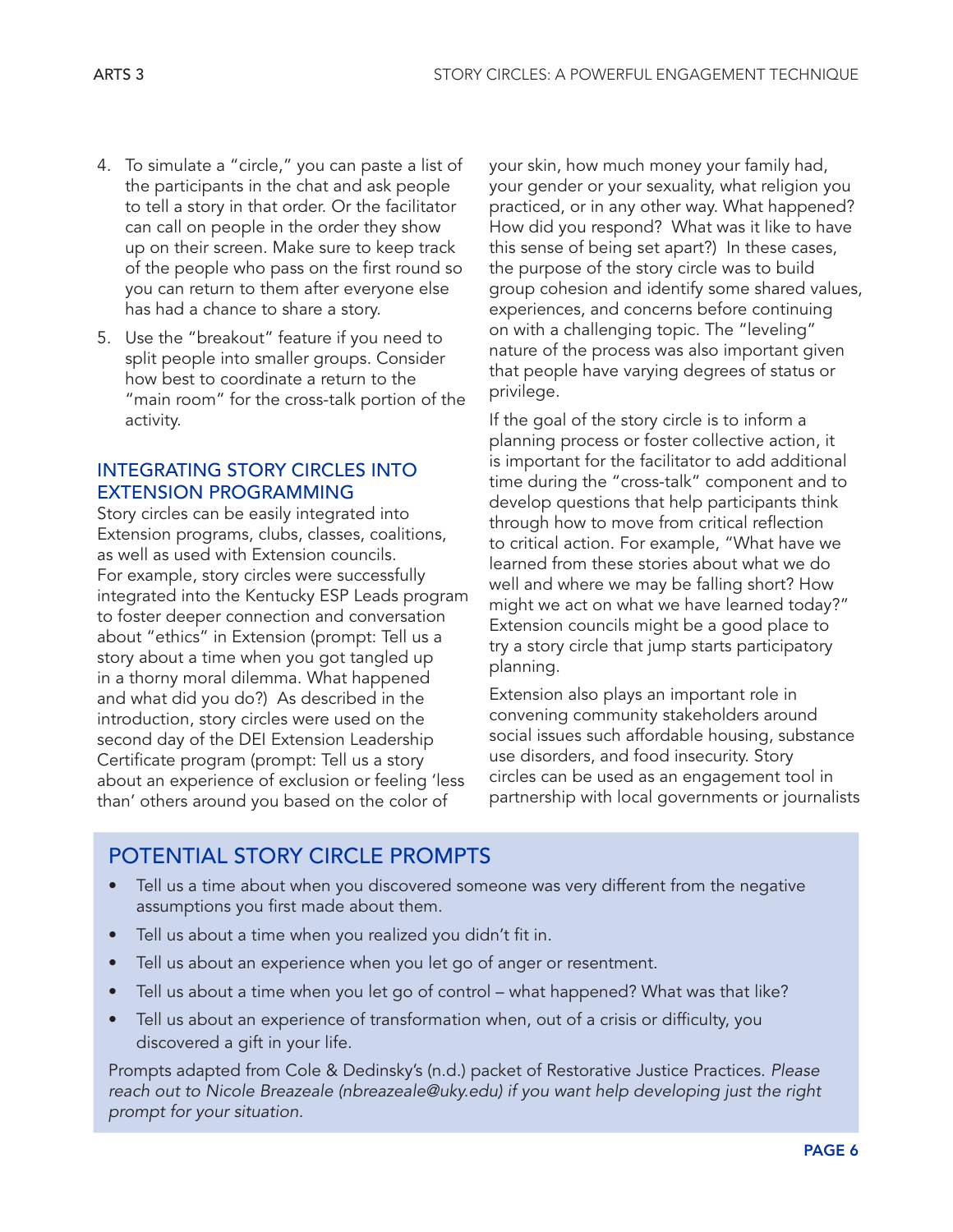4. To simulate a "circle," you can paste a list of the participants in the chat and ask people to tell a story in that order. Or the facilitator can call on people in the order they show up on their screen. Make sure to keep track of the people who pass on the first round so you can return to them after everyone else has had a chance to share a story.
5. Use the "breakout" feature if you need to split people into smaller groups. Consider how best to coordinate a return to the "main room" for the cross-talk portion of the activity.

## INTEGRATING STORY CIRCLES INTO EXTENSION PROGRAMMING

Story circles can be easily integrated into Extension programs, clubs, classes, coalitions, as well as used with Extension councils. For example, story circles were successfully integrated into the Kentucky ESP Leads program to foster deeper connection and conversation about "ethics" in Extension (prompt: Tell us a story about a time when you got tangled up in a thorny moral dilemma. What happened and what did you do?) As described in the introduction, story circles were used on the second day of the DEI Extension Leadership Certificate program (prompt: Tell us a story about an experience of exclusion or feeling 'less than' others around you based on the color of your skin, how much money your family had, your gender or your sexuality, what religion you practiced, or in any other way. What happened? How did you respond? What was it like to have this sense of being set apart?) In these cases, the purpose of the story circle was to build group cohesion and identify some shared values, experiences, and concerns before continuing on with a challenging topic. The "leveling" nature of the process was also important given that people have varying degrees of status or privilege.

If the goal of the story circle is to inform a planning process or foster collective action, it is important for the facilitator to add additional time during the "cross-talk" component and to develop questions that help participants think through how to move from critical reflection to critical action. For example, "What have we learned from these stories about what we do well and where we may be falling short? How might we act on what we have learned today?" Extension councils might be a good place to try a story circle that jump starts participatory planning.

Extension also plays an important role in convening community stakeholders around social issues such affordable housing, substance use disorders, and food insecurity. Story circles can be used as an engagement tool in partnership with local governments or journalists

## POTENTIAL STORY CIRCLE PROMPTS

- Tell us a time about when you discovered someone was very different from the negative assumptions you first made about them.
- Tell us about a time when you realized you didn't fit in.
- Tell us about an experience when you let go of anger or resentment.
- Tell us about a time when you let go of control – what happened? What was that like?
- Tell us about an experience of transformation when, out of a crisis or difficulty, you discovered a gift in your life.

Prompts adapted from Cole & Dedinsky's (n.d.) packet of Restorative Justice Practices. *Please reach out to Nicole Breazeale (nbreazeale@uky.edu) if you want help developing just the right prompt for your situation.*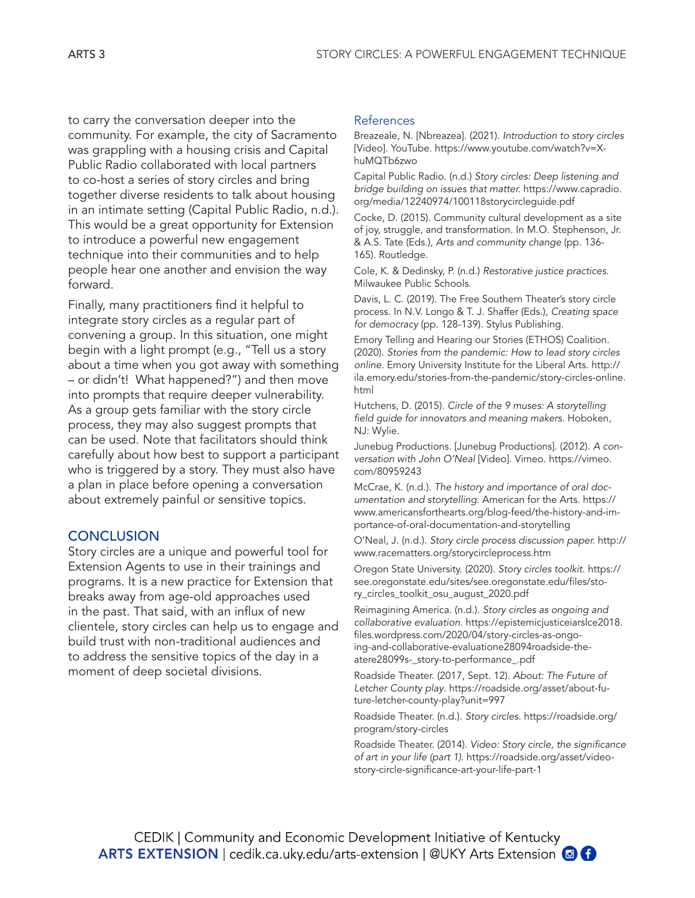to carry the conversation deeper into the community. For example, the city of Sacramento was grappling with a housing crisis and Capital Public Radio collaborated with local partners to co-host a series of story circles and bring together diverse residents to talk about housing in an intimate setting (Capital Public Radio, n.d.). This would be a great opportunity for Extension to introduce a powerful new engagement technique into their communities and to help people hear one another and envision the way forward.

Finally, many practitioners find it helpful to integrate story circles as a regular part of convening a group. In this situation, one might begin with a light prompt (e.g., "Tell us a story about a time when you got away with something – or didn't! What happened?") and then move into prompts that require deeper vulnerability. As a group gets familiar with the story circle process, they may also suggest prompts that can be used. Note that facilitators should think carefully about how best to support a participant who is triggered by a story. They must also have a plan in place before opening a conversation about extremely painful or sensitive topics.

## CONCLUSION

Story circles are a unique and powerful tool for Extension Agents to use in their trainings and programs. It is a new practice for Extension that breaks away from age-old approaches used in the past. That said, with an influx of new clientele, story circles can help us to engage and build trust with non-traditional audiences and to address the sensitive topics of the day in a moment of deep societal divisions.

## References

Breazeale, N. [Nbreazea]. (2021). *Introduction to story circles* [Video]. YouTube. https://www.youtube.com/watch?v=X-huMQTb6zwo

Capital Public Radio. (n.d.) *Story circles: Deep listening and bridge building on issues that matter.* https://www.capradio.org/media/12240974/100118storycircleguide.pdf

Cocke, D. (2015). Community cultural development as a site of joy, struggle, and transformation. In M.O. Stephenson, Jr. & A.S. Tate (Eds.), *Arts and community change* (pp. 136-165). Routledge.

Cole, K. & Dedinsky, P. (n.d.) *Restorative justice practices.* Milwaukee Public Schools.

Davis, L. C. (2019). The Free Southern Theater's story circle process. In N.V. Longo & T. J. Shaffer (Eds.), *Creating space for democracy* (pp. 128-139). Stylus Publishing.

Emory Telling and Hearing our Stories (ETHOS) Coalition. (2020). *Stories from the pandemic: How to lead story circles online.* Emory University Institute for the Liberal Arts. http://ila.emory.edu/stories-from-the-pandemic/story-circles-online.html

Hutchens, D. (2015). *Circle of the 9 muses: A storytelling field guide for innovators and meaning makers.* Hoboken, NJ: Wylie.

Junebug Productions. [Junebug Productions]. (2012). *A conversation with John O'Neal* [Video]. Vimeo. https://vimeo.com/80959243

McCrae, K. (n.d.). *The history and importance of oral documentation and storytelling.* American for the Arts. https://www.americansforthearts.org/blog-feed/the-history-and-importance-of-oral-documentation-and-storytelling

O'Neal, J. (n.d.). *Story circle process discussion paper.* http://www.racematters.org/storycircleprocess.htm

Oregon State University. (2020). *Story circles toolkit.* https://see.oregonstate.edu/sites/see.oregonstate.edu/files/story_circles_toolkit_osu_august_2020.pdf

Reimagining America. (n.d.). *Story circles as ongoing and collaborative evaluation.* https://epistemicjusticeiarslce2018.files.wordpress.com/2020/04/story-circles-as-ongoing-and-collaborative-evaluatione28094roadside-theatere28099s-_story-to-performance_.pdf

Roadside Theater. (2017, Sept. 12). *About: The Future of Letcher County play.* https://roadside.org/asset/about-future-letcher-county-play?unit=997

Roadside Theater. (n.d.). *Story circles.* https://roadside.org/program/story-circles

Roadside Theater. (2014). *Video: Story circle, the significance of art in your life (part 1).* https://roadside.org/asset/video-story-circle-significance-art-your-life-part-1

CEDIK | Community and Economic Development Initiative of Kentucky
**ARTS EXTENSION** | cedik.ca.uky.edu/arts-extension | @UKY Arts Extension